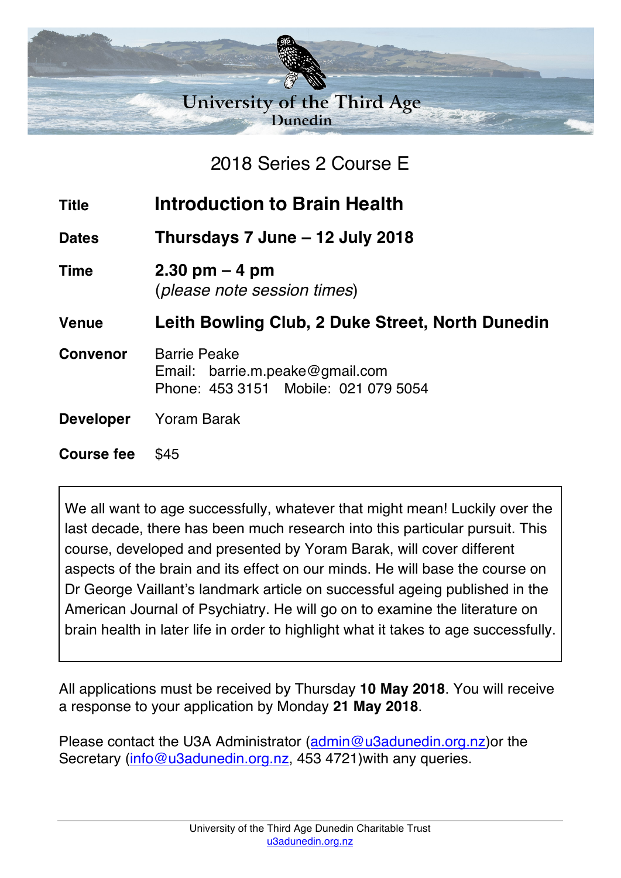# University of the Third Age
## Dunedin

### 2018 Series 2 Course E

| | |
|---|---|
| **Title** | **Introduction to Brain Health** |
| **Dates** | **Thursdays 7 June – 12 July 2018** |
| **Time** | **2.30 pm – 4 pm** (*please note session times*) |
| **Venue** | **Leith Bowling Club, 2 Duke Street, North Dunedin** |
| **Convenor** | Barrie Peake<br>Email: barrie.m.peake@gmail.com<br>Phone: 453 3151 Mobile: 021 079 5054 |
| **Developer** | Yoram Barak |
| **Course fee** | $45 |

We all want to age successfully, whatever that might mean! Luckily over the last decade, there has been much research into this particular pursuit. This course, developed and presented by Yoram Barak, will cover different aspects of the brain and its effect on our minds. He will base the course on Dr George Vaillant's landmark article on successful ageing published in the American Journal of Psychiatry. He will go on to examine the literature on brain health in later life in order to highlight what it takes to age successfully.

All applications must be received by Thursday **10 May 2018**. You will receive a response to your application by Monday **21 May 2018**.

Please contact the U3A Administrator (admin@u3adunedin.org.nz)or the Secretary (info@u3adunedin.org.nz, 453 4721)with any queries.

University of the Third Age Dunedin Charitable Trust
u3adunedin.org.nz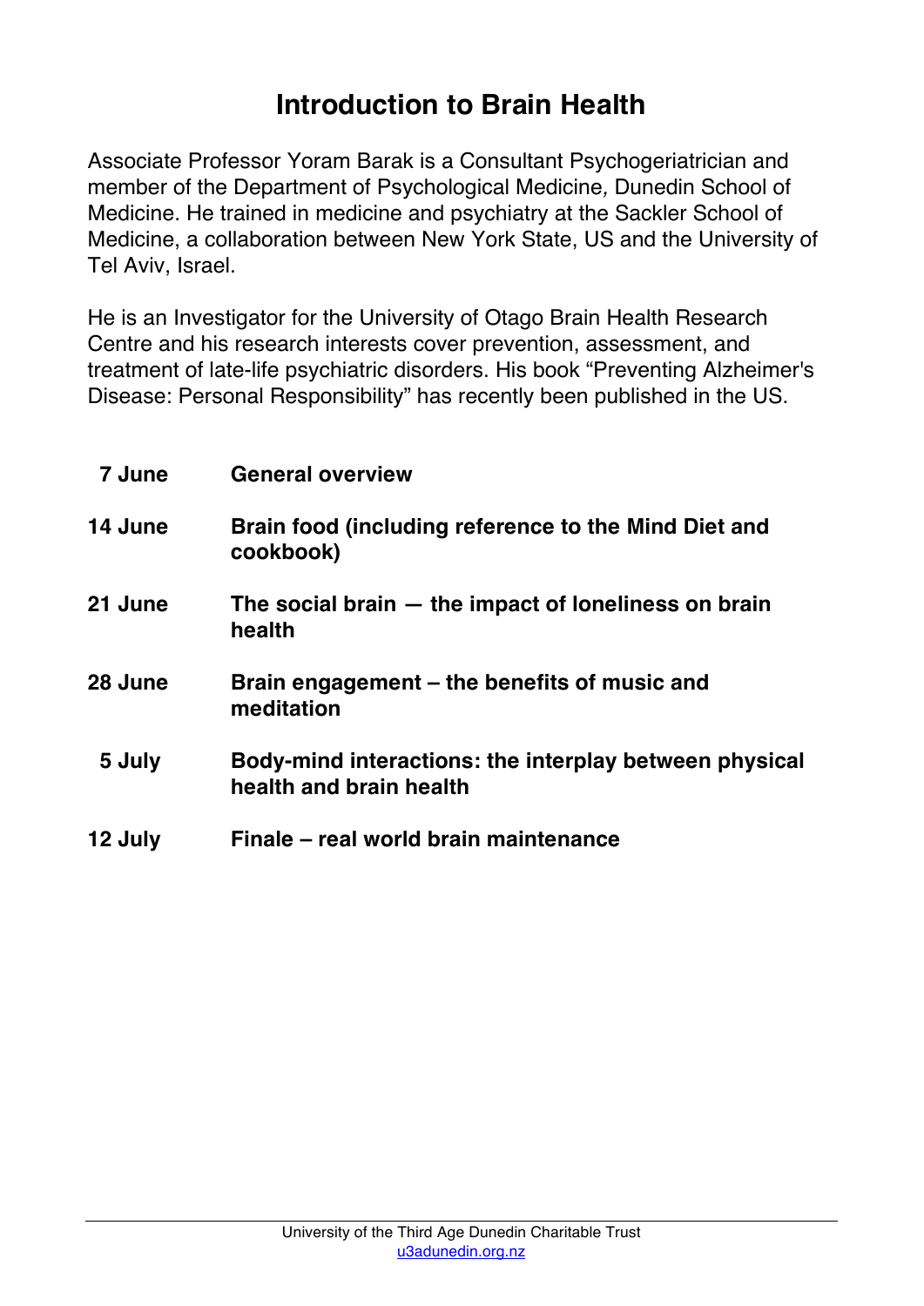# Introduction to Brain Health

Associate Professor Yoram Barak is a Consultant Psychogeriatrician and member of the Department of Psychological Medicine, Dunedin School of Medicine. He trained in medicine and psychiatry at the Sackler School of Medicine, a collaboration between New York State, US and the University of Tel Aviv, Israel.

He is an Investigator for the University of Otago Brain Health Research Centre and his research interests cover prevention, assessment, and treatment of late-life psychiatric disorders. His book "Preventing Alzheimer's Disease: Personal Responsibility" has recently been published in the US.

| | |
|---|---|
| **7 June** | **General overview** |
| **14 June** | **Brain food (including reference to the Mind Diet and cookbook)** |
| **21 June** | **The social brain — the impact of loneliness on brain health** |
| **28 June** | **Brain engagement – the benefits of music and meditation** |
| **5 July** | **Body-mind interactions: the interplay between physical health and brain health** |
| **12 July** | **Finale – real world brain maintenance** |